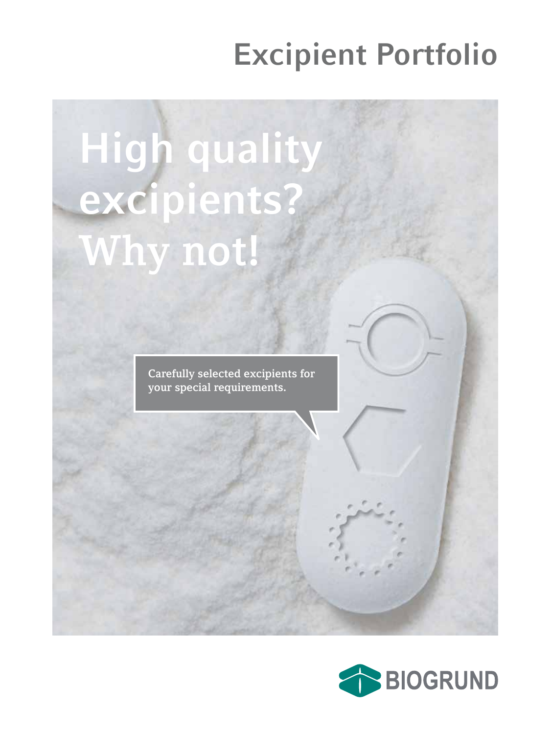# Excipient Portfolio

## High quality excipients? Why not!

Carefully selected excipients for your special requirements.

BIOGRUND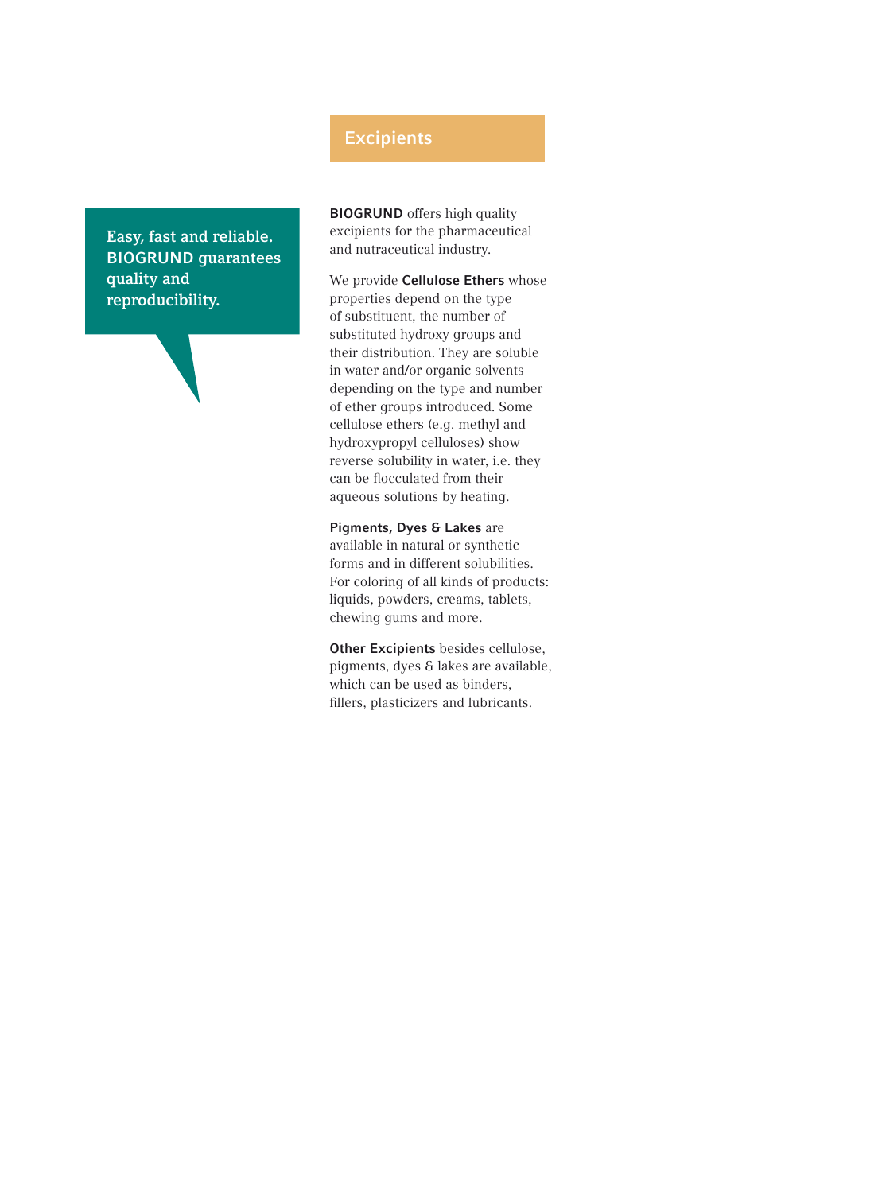# Excipients

**Easy, fast and reliable. BIOGRUND guarantees quality and reproducibility.**

**BIOGRUND** offers high quality excipients for the pharmaceutical and nutraceutical industry.

We provide **Cellulose Ethers** whose properties depend on the type of substituent, the number of substituted hydroxy groups and their distribution. They are soluble in water and/or organic solvents depending on the type and number of ether groups introduced. Some cellulose ethers (e.g. methyl and hydroxypropyl celluloses) show reverse solubility in water, i.e. they can be flocculated from their aqueous solutions by heating.

**Pigments, Dyes & Lakes** are available in natural or synthetic forms and in different solubilities. For coloring of all kinds of products: liquids, powders, creams, tablets, chewing gums and more.

**Other Excipients** besides cellulose, pigments, dyes & lakes are available, which can be used as binders, fillers, plasticizers and lubricants.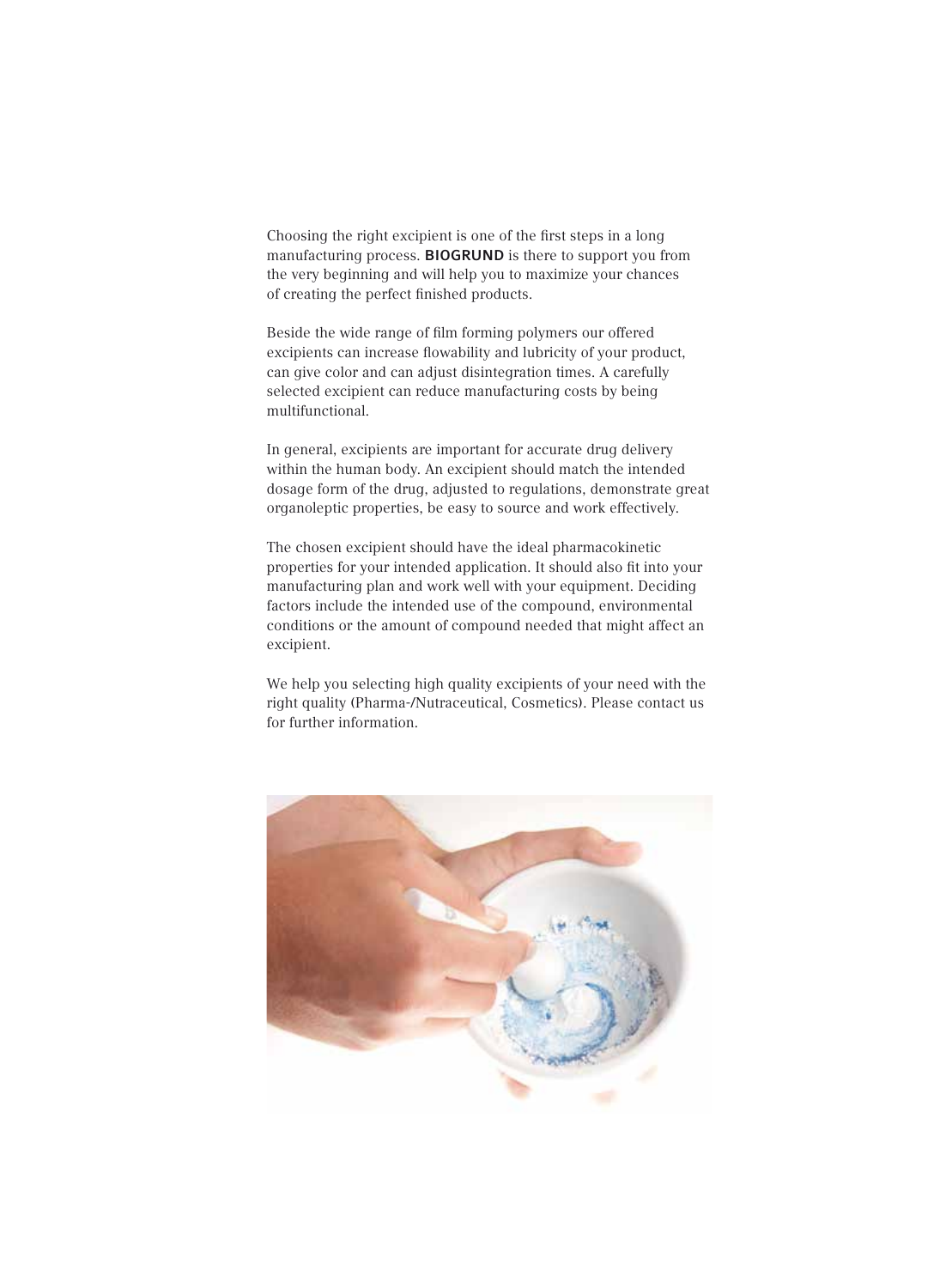Choosing the right excipient is one of the first steps in a long manufacturing process. **BIOGRUND** is there to support you from the very beginning and will help you to maximize your chances of creating the perfect finished products.

Beside the wide range of film forming polymers our offered excipients can increase flowability and lubricity of your product, can give color and can adjust disintegration times. A carefully selected excipient can reduce manufacturing costs by being multifunctional.

In general, excipients are important for accurate drug delivery within the human body. An excipient should match the intended dosage form of the drug, adjusted to regulations, demonstrate great organoleptic properties, be easy to source and work effectively.

The chosen excipient should have the ideal pharmacokinetic properties for your intended application. It should also fit into your manufacturing plan and work well with your equipment. Deciding factors include the intended use of the compound, environmental conditions or the amount of compound needed that might affect an excipient.

We help you selecting high quality excipients of your need with the right quality (Pharma-/Nutraceutical, Cosmetics). Please contact us for further information.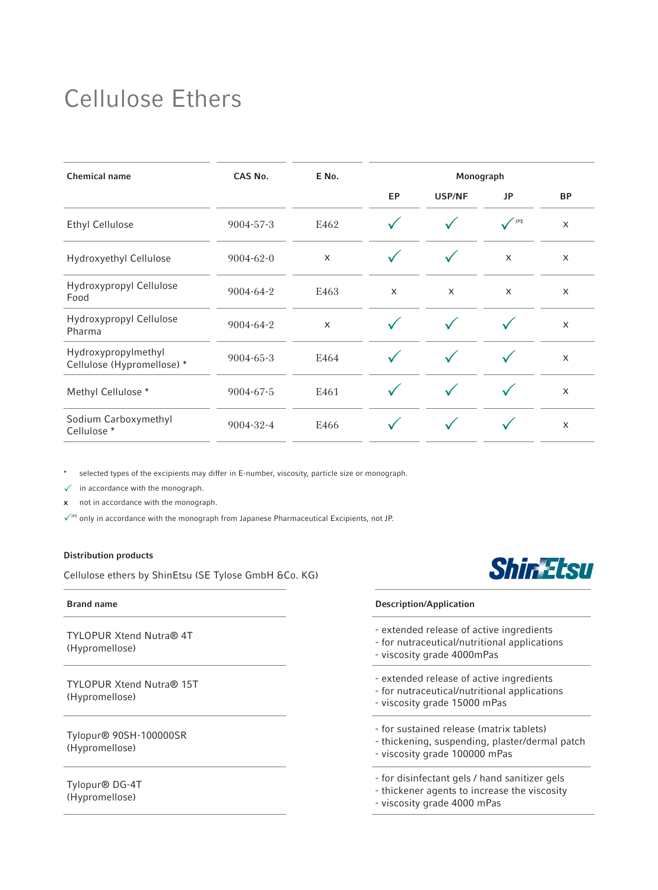# Cellulose Ethers

| Chemical name | CAS No. | E No. | Monograph | | | |
|---|---|---|---|---|---|---|
| | | | EP | USP/NF | JP | BP |
| Ethyl Cellulose | 9004-57-3 | E462 | ✓ | ✓ | ✓[JPE] | x |
| Hydroxyethyl Cellulose | 9004-62-0 | x | ✓ | ✓ | x | x |
| Hydroxypropyl Cellulose Food | 9004-64-2 | E463 | x | x | x | x |
| Hydroxypropyl Cellulose Pharma | 9004-64-2 | x | ✓ | ✓ | ✓ | x |
| Hydroxypropylmethyl Cellulose (Hypromellose) * | 9004-65-3 | E464 | ✓ | ✓ | ✓ | x |
| Methyl Cellulose * | 9004-67-5 | E461 | ✓ | ✓ | ✓ | x |
| Sodium Carboxymethyl Cellulose * | 9004-32-4 | E466 | ✓ | ✓ | ✓ | x |

\* selected types of the excipients may differ in E-number, viscosity, particle size or monograph.

✓ in accordance with the monograph.

x not in accordance with the monograph.

✓[JPE] only in accordance with the monograph from Japanese Pharmaceutical Excipients, not JP.

**Distribution products**

Cellulose ethers by ShinEtsu (SE Tylose GmbH &Co. KG)

ShinEtsu

| Brand name | Description/Application |
|---|---|
| TYLOPUR Xtend Nutra® 4T (Hypromellose) | - extended release of active ingredients<br>- for nutraceutical/nutritional applications<br>- viscosity grade 4000mPas |
| TYLOPUR Xtend Nutra® 15T (Hypromellose) | - extended release of active ingredients<br>- for nutraceutical/nutritional applications<br>- viscosity grade 15000 mPas |
| Tylopur® 90SH-100000SR (Hypromellose) | - for sustained release (matrix tablets)<br>- thickening, suspending, plaster/dermal patch<br>- viscosity grade 100000 mPas |
| Tylopur® DG-4T (Hypromellose) | - for disinfectant gels / hand sanitizer gels<br>- thickener agents to increase the viscosity<br>- viscosity grade 4000 mPas |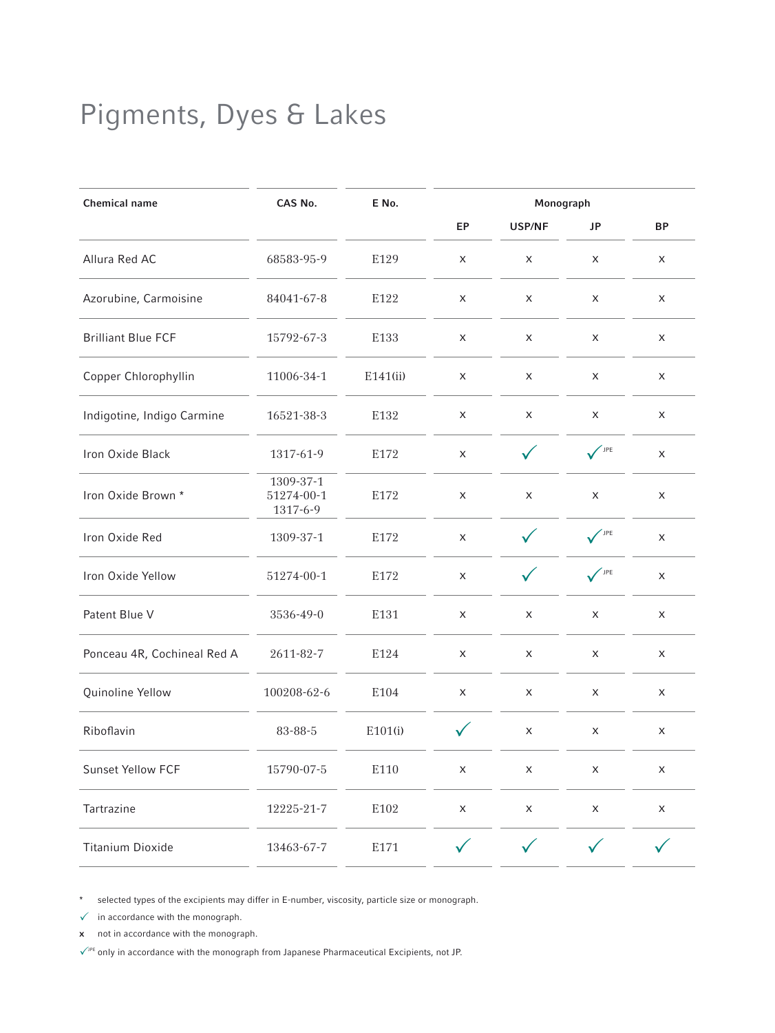# Pigments, Dyes & Lakes

| Chemical name | CAS No. | E No. | Monograph | | | |
|---|---|---|---|---|---|---|
| | | | EP | USP/NF | JP | BP |
| Allura Red AC | 68583-95-9 | E129 | x | x | x | x |
| Azorubine, Carmoisine | 84041-67-8 | E122 | x | x | x | x |
| Brilliant Blue FCF | 15792-67-3 | E133 | x | x | x | x |
| Copper Chlorophyllin | 11006-34-1 | E141(ii) | x | x | x | x |
| Indigotine, Indigo Carmine | 16521-38-3 | E132 | x | x | x | x |
| Iron Oxide Black | 1317-61-9 | E172 | x | ✓ | ✓ JPE | x |
| Iron Oxide Brown * | 1309-37-1<br>51274-00-1<br>1317-6-9 | E172 | x | x | x | x |
| Iron Oxide Red | 1309-37-1 | E172 | x | ✓ | ✓ JPE | x |
| Iron Oxide Yellow | 51274-00-1 | E172 | x | ✓ | ✓ JPE | x |
| Patent Blue V | 3536-49-0 | E131 | x | x | x | x |
| Ponceau 4R, Cochineal Red A | 2611-82-7 | E124 | x | x | x | x |
| Quinoline Yellow | 100208-62-6 | E104 | x | x | x | x |
| Riboflavin | 83-88-5 | E101(i) | ✓ | x | x | x |
| Sunset Yellow FCF | 15790-07-5 | E110 | x | x | x | x |
| Tartrazine | 12225-21-7 | E102 | x | x | x | x |
| Titanium Dioxide | 13463-67-7 | E171 | ✓ | ✓ | ✓ | ✓ |

\* selected types of the excipients may differ in E-number, viscosity, particle size or monograph.

✓ in accordance with the monograph.

x not in accordance with the monograph.

✓ JPE only in accordance with the monograph from Japanese Pharmaceutical Excipients, not JP.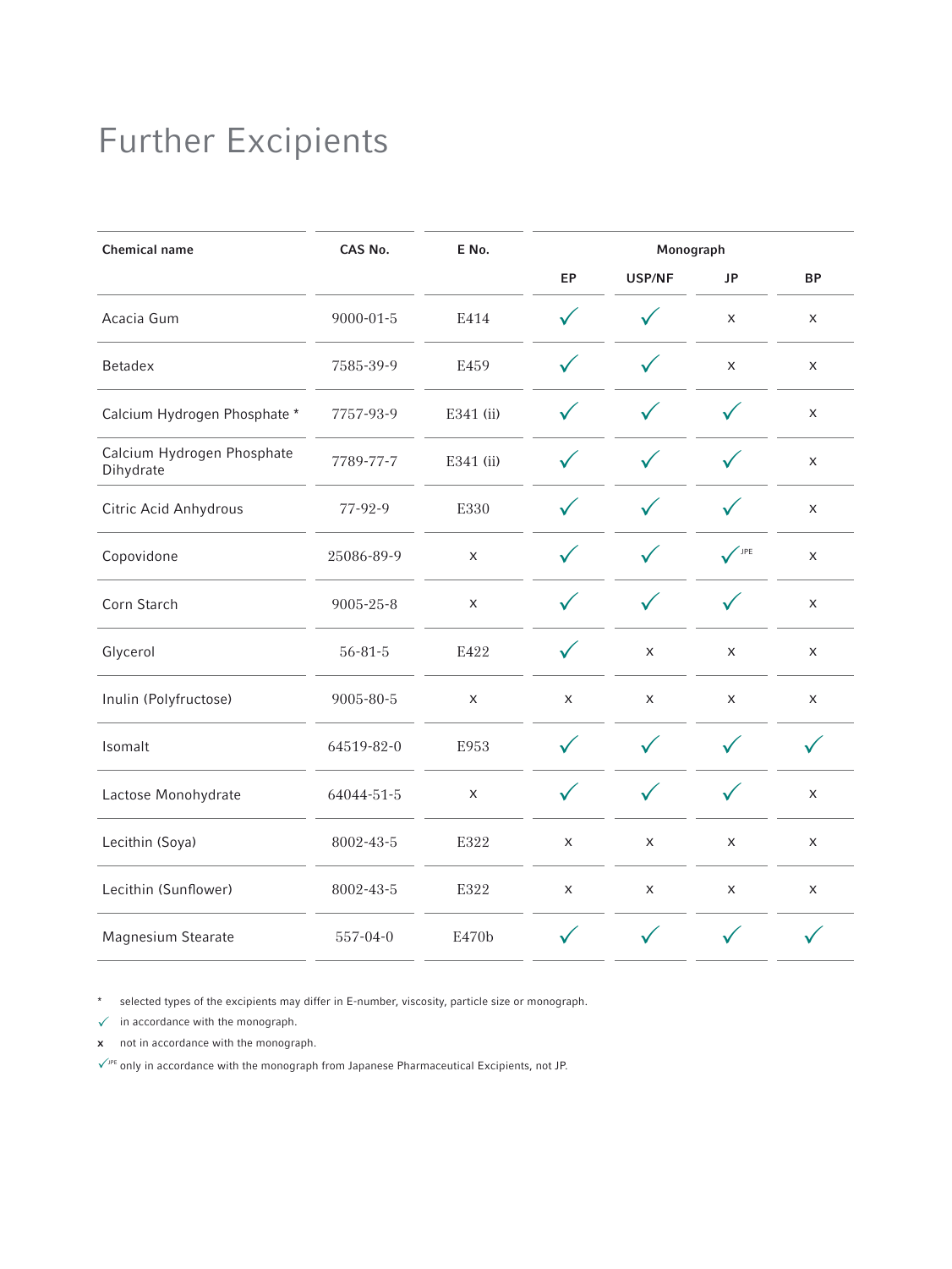# Further Excipients

| Chemical name | CAS No. | E No. | Monograph | | | |
|---|---|---|---|---|---|---|
| | | | EP | USP/NF | JP | BP |
| Acacia Gum | 9000-01-5 | E414 | ✓ | ✓ | x | x |
| Betadex | 7585-39-9 | E459 | ✓ | ✓ | x | x |
| Calcium Hydrogen Phosphate * | 7757-93-9 | E341 (ii) | ✓ | ✓ | ✓ | x |
| Calcium Hydrogen Phosphate Dihydrate | 7789-77-7 | E341 (ii) | ✓ | ✓ | ✓ | x |
| Citric Acid Anhydrous | 77-92-9 | E330 | ✓ | ✓ | ✓ | x |
| Copovidone | 25086-89-9 | x | ✓ | ✓ | ✓ JPE | x |
| Corn Starch | 9005-25-8 | x | ✓ | ✓ | ✓ | x |
| Glycerol | 56-81-5 | E422 | ✓ | x | x | x |
| Inulin (Polyfructose) | 9005-80-5 | x | x | x | x | x |
| Isomalt | 64519-82-0 | E953 | ✓ | ✓ | ✓ | ✓ |
| Lactose Monohydrate | 64044-51-5 | x | ✓ | ✓ | ✓ | x |
| Lecithin (Soya) | 8002-43-5 | E322 | x | x | x | x |
| Lecithin (Sunflower) | 8002-43-5 | E322 | x | x | x | x |
| Magnesium Stearate | 557-04-0 | E470b | ✓ | ✓ | ✓ | ✓ |

* selected types of the excipients may differ in E-number, viscosity, particle size or monograph.

✓ in accordance with the monograph.

x not in accordance with the monograph.

✓ JPE only in accordance with the monograph from Japanese Pharmaceutical Excipients, not JP.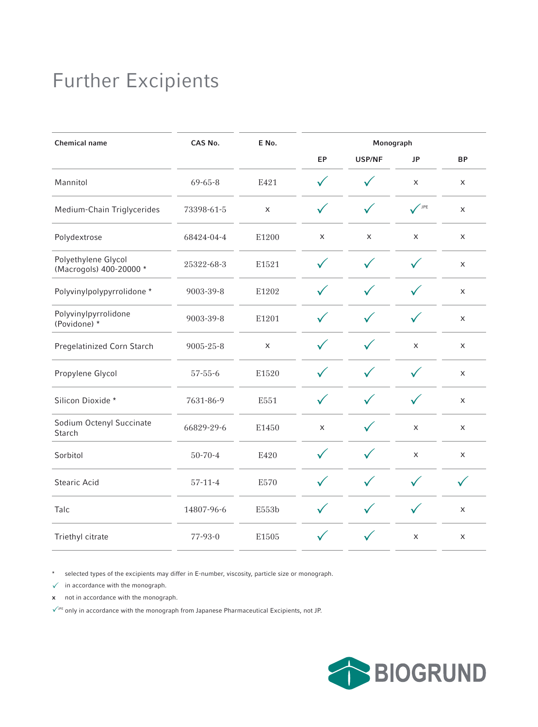# Further Excipients

| Chemical name | CAS No. | E No. | Monograph | | | |
|---|---|---|---|---|---|---|
| | | | EP | USP/NF | JP | BP |
| Mannitol | 69-65-8 | E421 | ✓ | ✓ | x | x |
| Medium-Chain Triglycerides | 73398-61-5 | x | ✓ | ✓ | ✓ JPE | x |
| Polydextrose | 68424-04-4 | E1200 | x | x | x | x |
| Polyethylene Glycol (Macrogols) 400-20000 * | 25322-68-3 | E1521 | ✓ | ✓ | ✓ | x |
| Polyvinylpolypyrrolidone * | 9003-39-8 | E1202 | ✓ | ✓ | ✓ | x |
| Polyvinylpyrrolidone (Povidone) * | 9003-39-8 | E1201 | ✓ | ✓ | ✓ | x |
| Pregelatinized Corn Starch | 9005-25-8 | x | ✓ | ✓ | x | x |
| Propylene Glycol | 57-55-6 | E1520 | ✓ | ✓ | ✓ | x |
| Silicon Dioxide * | 7631-86-9 | E551 | ✓ | ✓ | ✓ | x |
| Sodium Octenyl Succinate Starch | 66829-29-6 | E1450 | x | ✓ | x | x |
| Sorbitol | 50-70-4 | E420 | ✓ | ✓ | x | x |
| Stearic Acid | 57-11-4 | E570 | ✓ | ✓ | ✓ | ✓ |
| Talc | 14807-96-6 | E553b | ✓ | ✓ | ✓ | x |
| Triethyl citrate | 77-93-0 | E1505 | ✓ | ✓ | x | x |

\* selected types of the excipients may differ in E-number, viscosity, particle size or monograph.

✓ in accordance with the monograph.

**x** not in accordance with the monograph.

✓ JPE only in accordance with the monograph from Japanese Pharmaceutical Excipients, not JP.

BIOGRUND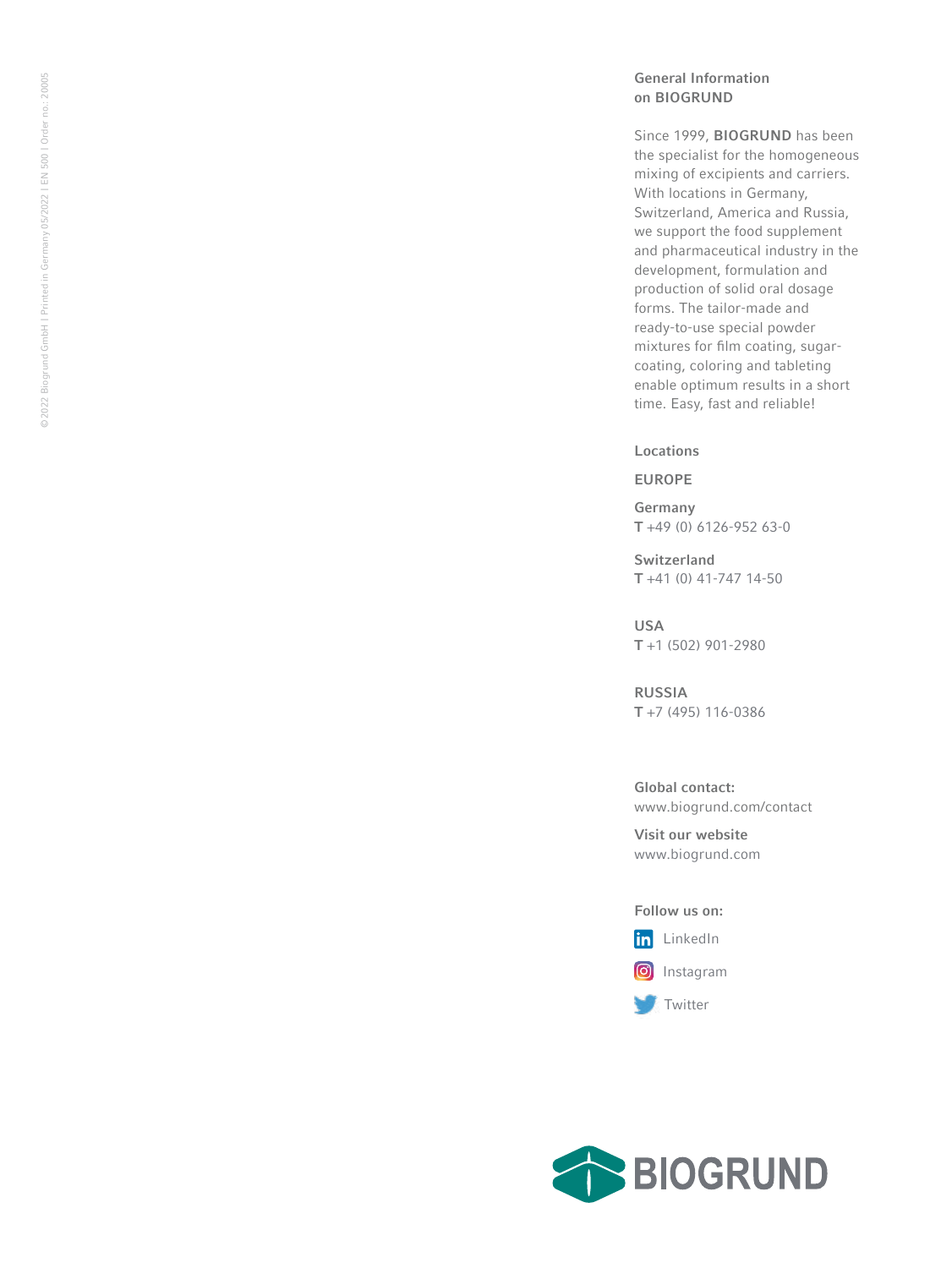© 2022 Biogrund GmbH | Printed in Germany 05/2022 | EN 500 | Order no.: 20005

## General Information on BIOGRUND

Since 1999, **BIOGRUND** has been the specialist for the homogeneous mixing of excipients and carriers. With locations in Germany, Switzerland, America and Russia, we support the food supplement and pharmaceutical industry in the development, formulation and production of solid oral dosage forms. The tailor-made and ready-to-use special powder mixtures for film coating, sugar-coating, coloring and tableting enable optimum results in a short time. Easy, fast and reliable!

### Locations

**EUROPE**

**Germany**
**T** +49 (0) 6126-952 63-0

**Switzerland**
**T** +41 (0) 41-747 14-50

**USA**
**T** +1 (502) 901-2980

**RUSSIA**
**T** +7 (495) 116-0386

**Global contact:**
www.biogrund.com/contact

**Visit our website**
www.biogrund.com

**Follow us on:**

LinkedIn

Instagram

Twitter

BIOGRUND